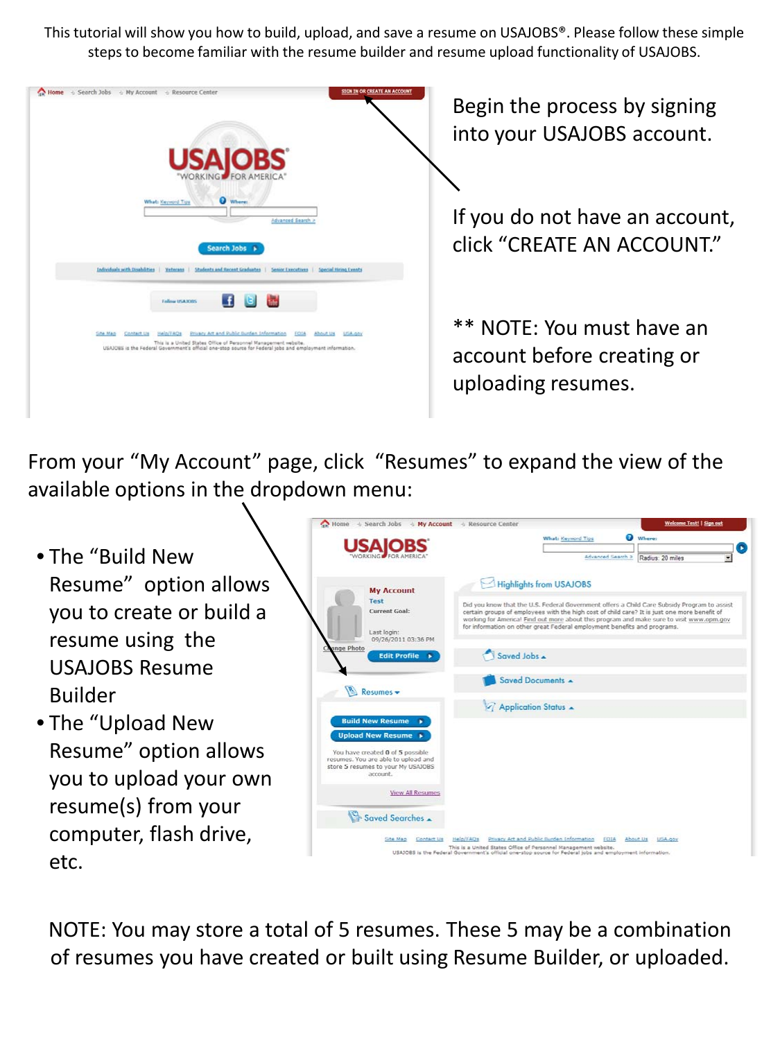This tutorial will show you how to build, upload, and save a resume on USAJOBS®. Please follow these simple steps to become familiar with the resume builder and resume upload functionality of USAJOBS.

Begin the process by signing into your USAJOBS account.

If you do not have an account, click "CREATE AN ACCOUNT."

** NOTE: You must have an account before creating or uploading resumes.

From your "My Account" page, click "Resumes" to expand the view of the available options in the dropdown menu:

- The "Build New Resume" option allows you to create or build a resume using the USAJOBS Resume Builder
- The "Upload New Resume" option allows you to upload your own resume(s) from your computer, flash drive, etc.

NOTE: You may store a total of 5 resumes. These 5 may be a combination of resumes you have created or built using Resume Builder, or uploaded.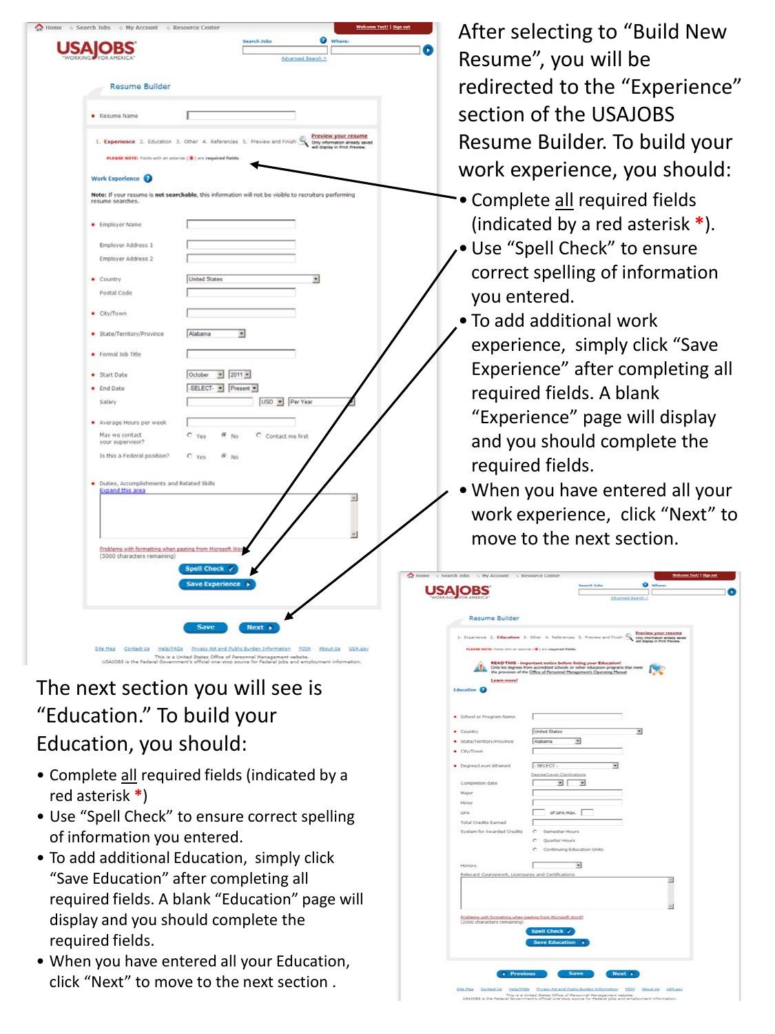After selecting to "Build New Resume", you will be redirected to the "Experience" section of the USAJOBS Resume Builder. To build your work experience, you should:

- Complete all required fields (indicated by a red asterisk *).
- Use "Spell Check" to ensure correct spelling of information you entered.
- To add additional work experience, simply click "Save Experience" after completing all required fields. A blank "Experience" page will display and you should complete the required fields.
- When you have entered all your work experience, click "Next" to move to the next section.

The next section you will see is "Education." To build your Education, you should:

- Complete all required fields (indicated by a red asterisk *)
- Use "Spell Check" to ensure correct spelling of information you entered.
- To add additional Education, simply click "Save Education" after completing all required fields. A blank "Education" page will display and you should complete the required fields.
- When you have entered all your Education, click "Next" to move to the next section .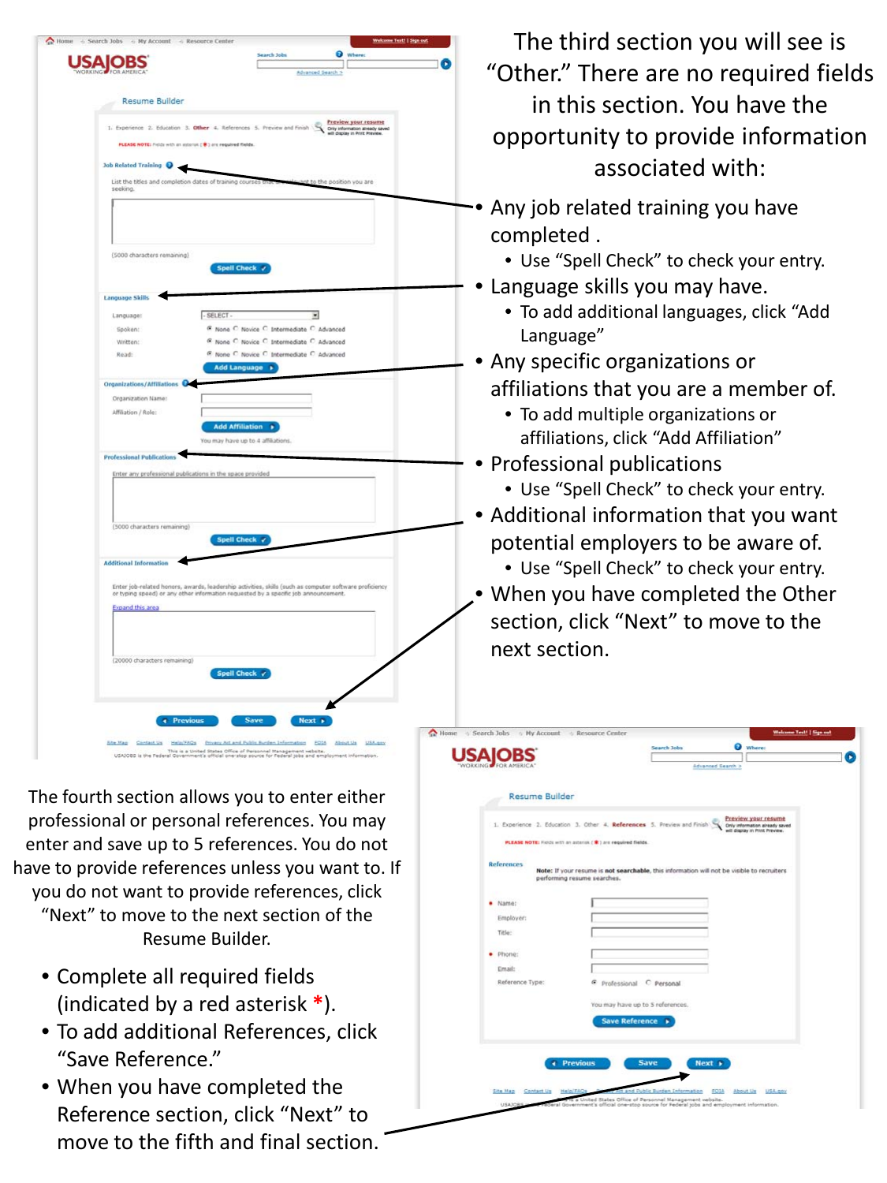The third section you will see is "Other." There are no required fields in this section. You have the opportunity to provide information associated with:

- Any job related training you have completed .
  - Use "Spell Check" to check your entry.
- Language skills you may have.
  - To add additional languages, click "Add Language"
- Any specific organizations or affiliations that you are a member of.
  - To add multiple organizations or affiliations, click "Add Affiliation"
- Professional publications
  - Use "Spell Check" to check your entry.
- Additional information that you want potential employers to be aware of.
  - Use "Spell Check" to check your entry.
- When you have completed the Other section, click "Next" to move to the next section.

The fourth section allows you to enter either professional or personal references. You may enter and save up to 5 references. You do not have to provide references unless you want to. If you do not want to provide references, click "Next" to move to the next section of the Resume Builder.

- Complete all required fields (indicated by a red asterisk *).
- To add additional References, click "Save Reference."
- When you have completed the Reference section, click "Next" to move to the fifth and final section.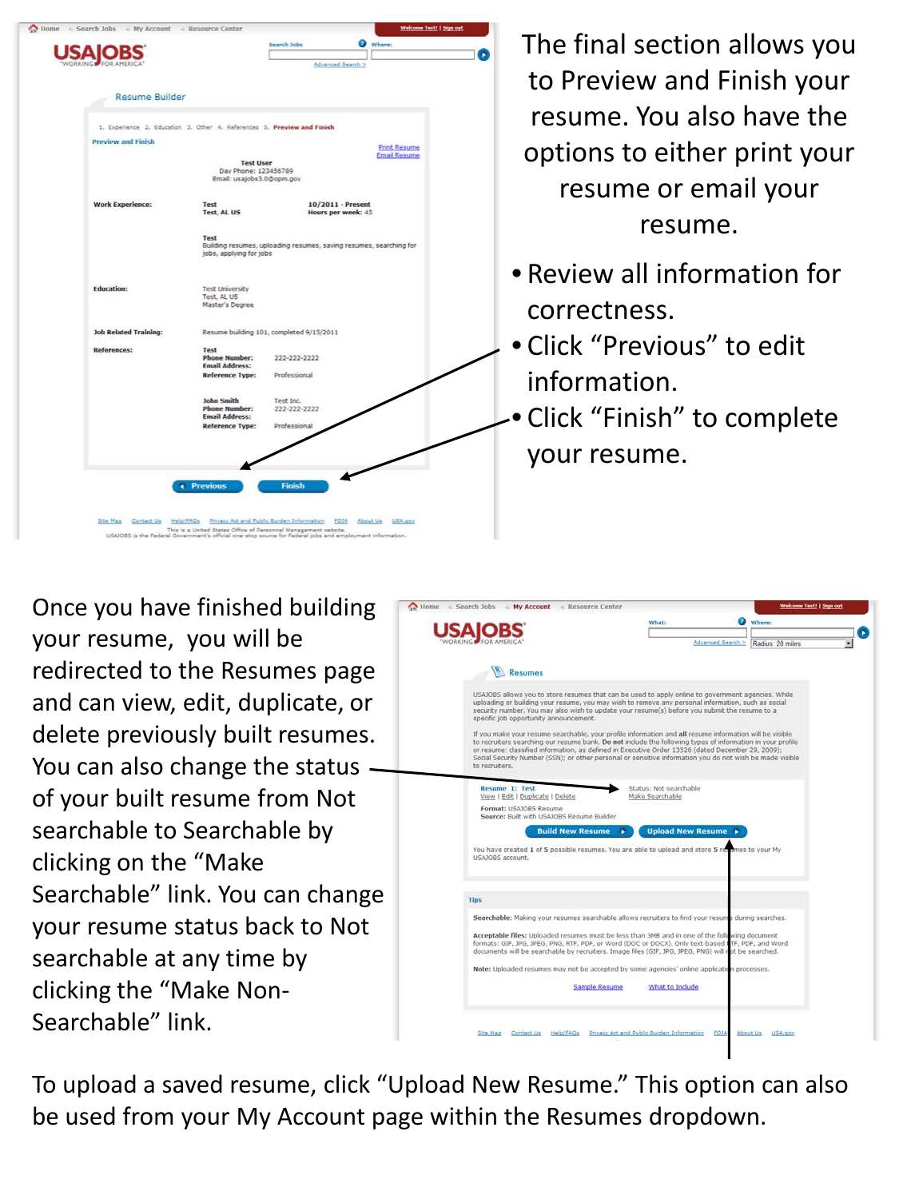The final section allows you to Preview and Finish your resume. You also have the options to either print your resume or email your resume.

- Review all information for correctness.
- Click “Previous” to edit information.
- Click “Finish” to complete your resume.

Once you have finished building your resume, you will be redirected to the Resumes page and can view, edit, duplicate, or delete previously built resumes. You can also change the status of your built resume from Not searchable to Searchable by clicking on the “Make Searchable” link. You can change your resume status back to Not searchable at any time by clicking the “Make Non-Searchable” link.

To upload a saved resume, click “Upload New Resume.” This option can also be used from your My Account page within the Resumes dropdown.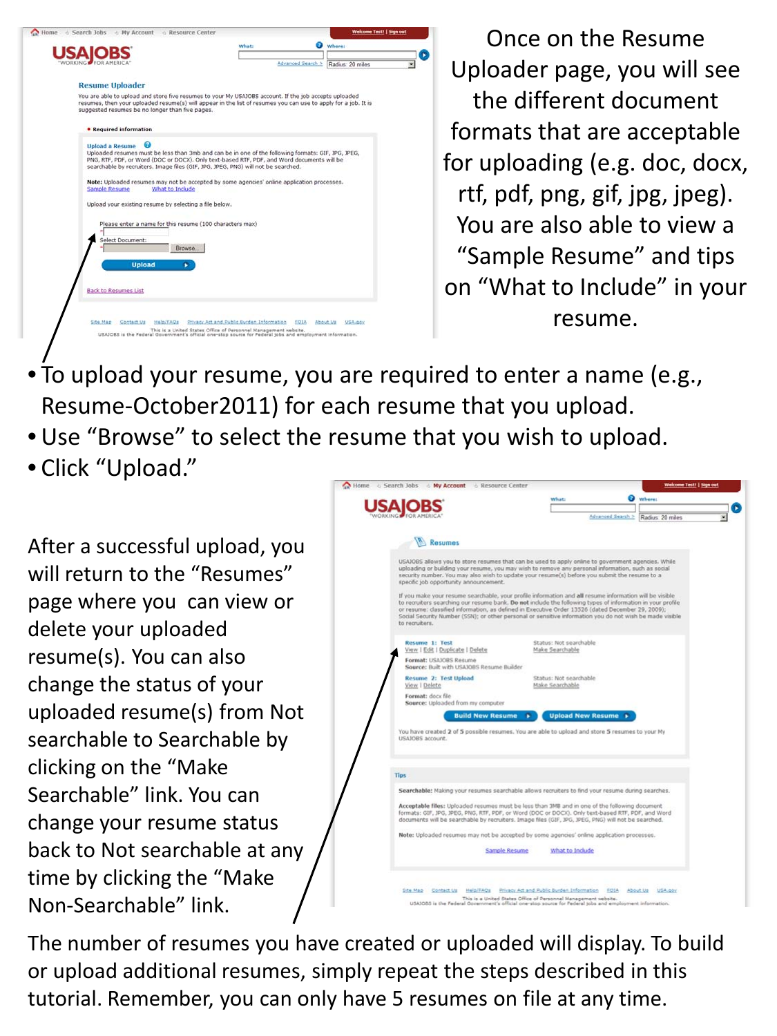Once on the Resume Uploader page, you will see the different document formats that are acceptable for uploading (e.g. doc, docx, rtf, pdf, png, gif, jpg, jpeg). You are also able to view a "Sample Resume" and tips on "What to Include" in your resume.

- To upload your resume, you are required to enter a name (e.g., Resume-October2011) for each resume that you upload.
- Use "Browse" to select the resume that you wish to upload.
- Click "Upload."

After a successful upload, you will return to the "Resumes" page where you can view or delete your uploaded resume(s). You can also change the status of your uploaded resume(s) from Not searchable to Searchable by clicking on the "Make Searchable" link. You can change your resume status back to Not searchable at any time by clicking the "Make Non-Searchable" link.

The number of resumes you have created or uploaded will display. To build or upload additional resumes, simply repeat the steps described in this tutorial. Remember, you can only have 5 resumes on file at any time.